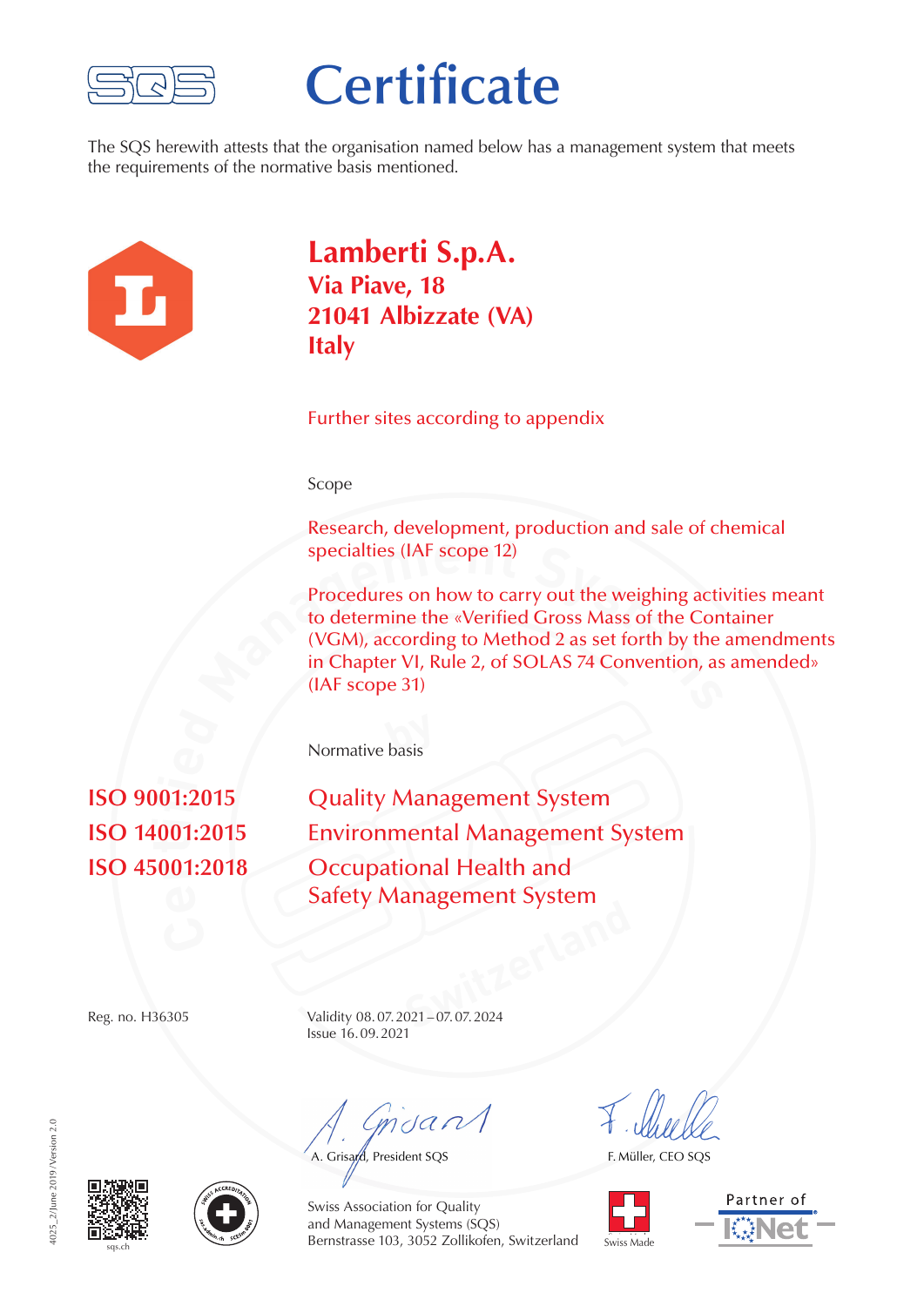# Certificate

The SQS herewith attests that the organisation named below has a management system that meets the requirements of the normative basis mentioned.

## Lamberti S.p.A.
**Via Piave, 18**
**21041 Albizzate (VA)**
**Italy**

Further sites according to appendix

Scope

Research, development, production and sale of chemical specialties (IAF scope 12)

Procedures on how to carry out the weighing activities meant to determine the «Verified Gross Mass of the Container (VGM), according to Method 2 as set forth by the amendments in Chapter VI, Rule 2, of SOLAS 74 Convention, as amended» (IAF scope 31)

Normative basis

| | |
|---|---|
| ISO 9001:2015 | Quality Management System |
| ISO 14001:2015 | Environmental Management System |
| ISO 45001:2018 | Occupational Health and Safety Management System |

Reg. no. H36305

Validity 08.07.2021 – 07.07.2024
Issue 16.09.2021

A. Grisard, President SQS

F. Müller, CEO SQS

Swiss Association for Quality and Management Systems (SQS)
Bernstrasse 103, 3052 Zollikofen, Switzerland

sqs.ch

Swiss Made

Partner of IQNet

4025_2/June 2019/Version 2.0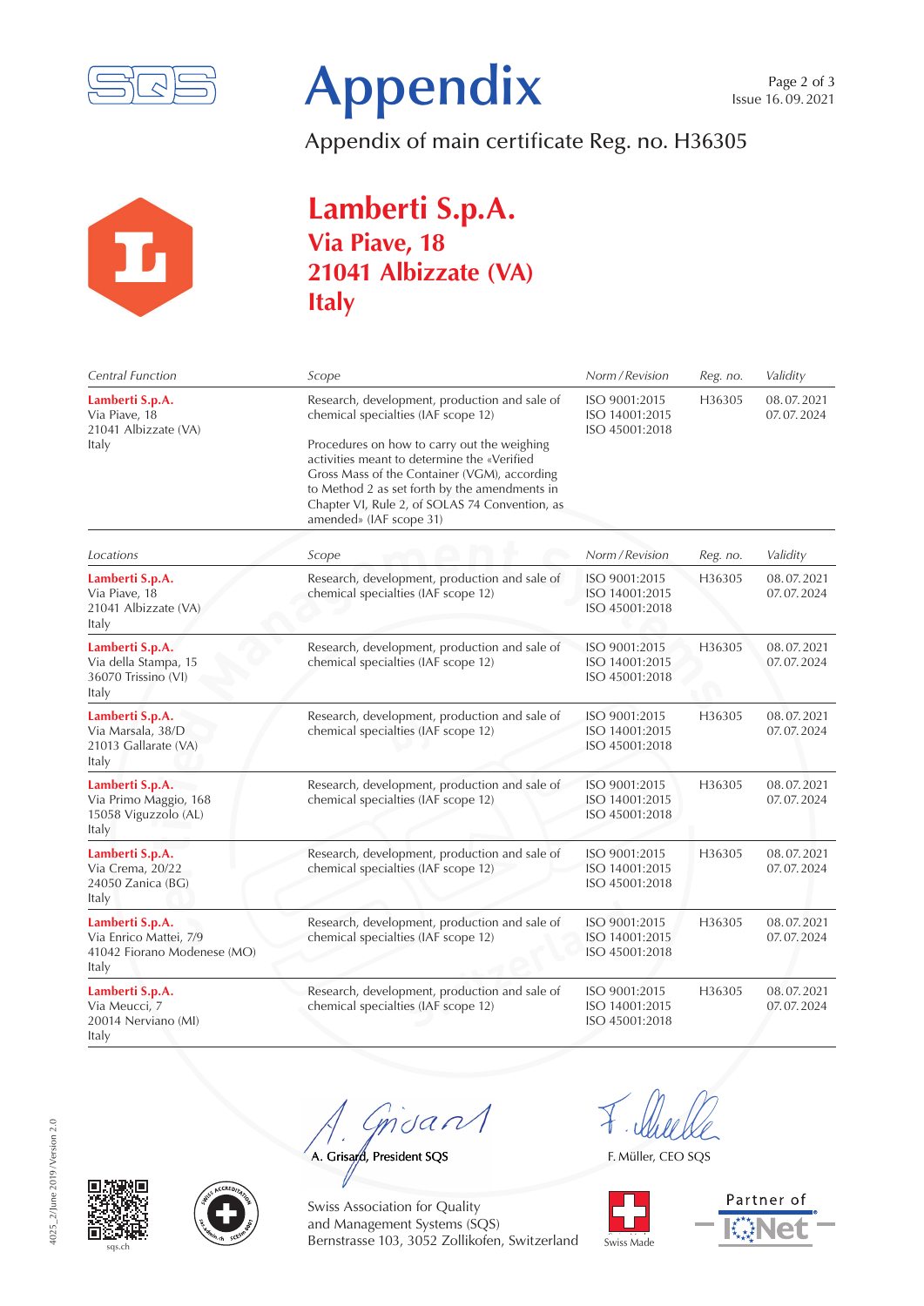# Appendix

Issue 16. 09. 2021

Appendix of main certificate Reg. no. H36305

## Lamberti S.p.A.
### Via Piave, 18
### 21041 Albizzate (VA)
### Italy

| *Central Function* | *Scope* | *Norm / Revision* | *Reg. no.* | *Validity* |
|---|---|---|---|---|
| **Lamberti S.p.A.**<br>Via Piave, 18<br>21041 Albizzate (VA)<br>Italy | Research, development, production and sale of chemical specialties (IAF scope 12)<br><br>Procedures on how to carry out the weighing activities meant to determine the «Verified Gross Mass of the Container (VGM), according to Method 2 as set forth by the amendments in Chapter VI, Rule 2, of SOLAS 74 Convention, as amended» (IAF scope 31) | ISO 9001:2015<br>ISO 14001:2015<br>ISO 45001:2018 | H36305 | 08. 07. 2021<br>07. 07. 2024 |

| *Locations* | *Scope* | *Norm / Revision* | *Reg. no.* | *Validity* |
|---|---|---|---|---|
| **Lamberti S.p.A.**<br>Via Piave, 18<br>21041 Albizzate (VA)<br>Italy | Research, development, production and sale of chemical specialties (IAF scope 12) | ISO 9001:2015<br>ISO 14001:2015<br>ISO 45001:2018 | H36305 | 08. 07. 2021<br>07. 07. 2024 |
| **Lamberti S.p.A.**<br>Via della Stampa, 15<br>36070 Trissino (VI)<br>Italy | Research, development, production and sale of chemical specialties (IAF scope 12) | ISO 9001:2015<br>ISO 14001:2015<br>ISO 45001:2018 | H36305 | 08. 07. 2021<br>07. 07. 2024 |
| **Lamberti S.p.A.**<br>Via Marsala, 38/D<br>21013 Gallarate (VA)<br>Italy | Research, development, production and sale of chemical specialties (IAF scope 12) | ISO 9001:2015<br>ISO 14001:2015<br>ISO 45001:2018 | H36305 | 08. 07. 2021<br>07. 07. 2024 |
| **Lamberti S.p.A.**<br>Via Primo Maggio, 168<br>15058 Viguzzolo (AL)<br>Italy | Research, development, production and sale of chemical specialties (IAF scope 12) | ISO 9001:2015<br>ISO 14001:2015<br>ISO 45001:2018 | H36305 | 08. 07. 2021<br>07. 07. 2024 |
| **Lamberti S.p.A.**<br>Via Crema, 20/22<br>24050 Zanica (BG)<br>Italy | Research, development, production and sale of chemical specialties (IAF scope 12) | ISO 9001:2015<br>ISO 14001:2015<br>ISO 45001:2018 | H36305 | 08. 07. 2021<br>07. 07. 2024 |
| **Lamberti S.p.A.**<br>Via Enrico Mattei, 7/9<br>41042 Fiorano Modenese (MO)<br>Italy | Research, development, production and sale of chemical specialties (IAF scope 12) | ISO 9001:2015<br>ISO 14001:2015<br>ISO 45001:2018 | H36305 | 08. 07. 2021<br>07. 07. 2024 |
| **Lamberti S.p.A.**<br>Via Meucci, 7<br>20014 Nerviano (MI)<br>Italy | Research, development, production and sale of chemical specialties (IAF scope 12) | ISO 9001:2015<br>ISO 14001:2015<br>ISO 45001:2018 | H36305 | 08. 07. 2021<br>07. 07. 2024 |

A. Grisard, President SQS

F. Müller, CEO SQS

Swiss Association for Quality and Management Systems (SQS)
Bernstrasse 103, 3052 Zollikofen, Switzerland

sqs.ch

Swiss Made

Partner of IQNet

4025_2/June 2019/Version 2.0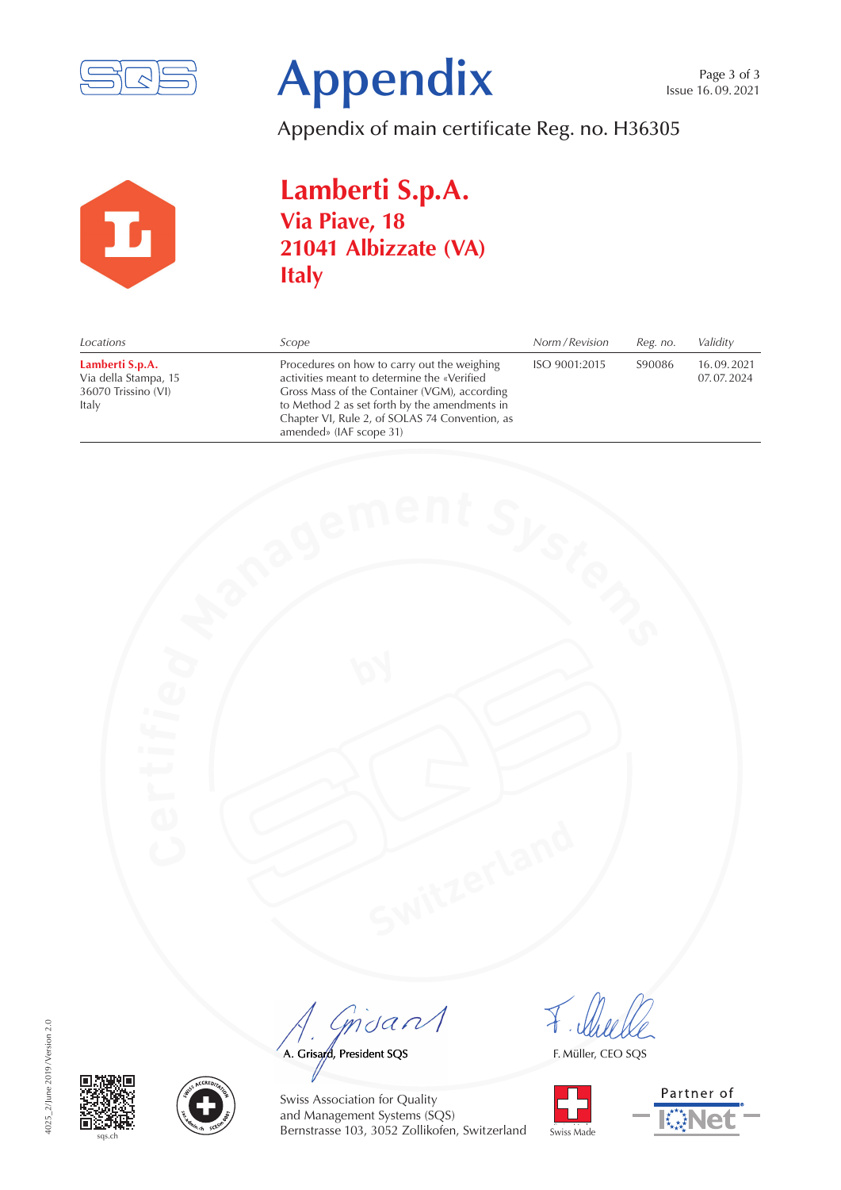# Appendix

Appendix of main certificate Reg. no. H36305

## Lamberti S.p.A.
### Via Piave, 18
### 21041 Albizzate (VA)
### Italy

| *Locations* | *Scope* | *Norm / Revision* | *Reg. no.* | *Validity* |
|---|---|---|---|---|
| **Lamberti S.p.A.** Via della Stampa, 15 36070 Trissino (VI) Italy | Procedures on how to carry out the weighing activities meant to determine the «Verified Gross Mass of the Container (VGM), according to Method 2 as set forth by the amendments in Chapter VI, Rule 2, of SOLAS 74 Convention, as amended» (IAF scope 31) | ISO 9001:2015 | S90086 | 16. 09. 2021 07. 07. 2024 |

A. Grisard, President SQS

F. Müller, CEO SQS

Swiss Association for Quality and Management Systems (SQS)
Bernstrasse 103, 3052 Zollikofen, Switzerland

sqs.ch

Swiss Made

Partner of IQNet

4025_2/June 2019/Version 2.0